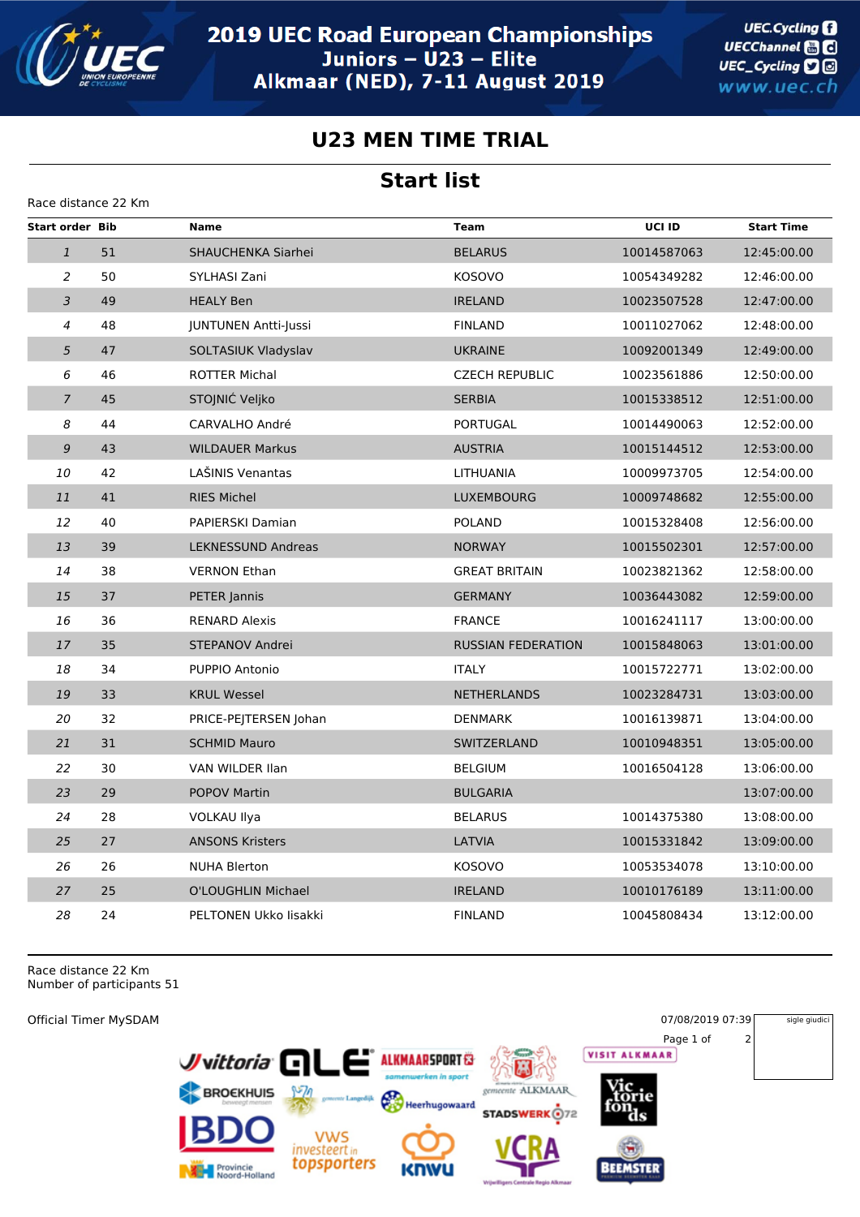# 2019 UEC Road European Championships

## Juniors – U23 – Elite

## Alkmaar (NED), 7-11 August 2019

## U23 MEN TIME TRIAL

## Start list

Race distance 22 Km

| Start order | Bib | Name | Team | UCI ID | Start Time |
|---|---|---|---|---|---|
| 1 | 51 | SHAUCHENKA Siarhei | BELARUS | 10014587063 | 12:45:00.00 |
| 2 | 50 | SYLHASI Zani | KOSOVO | 10054349282 | 12:46:00.00 |
| 3 | 49 | HEALY Ben | IRELAND | 10023507528 | 12:47:00.00 |
| 4 | 48 | JUNTUNEN Antti-Jussi | FINLAND | 10011027062 | 12:48:00.00 |
| 5 | 47 | SOLTASIUK Vladyslav | UKRAINE | 10092001349 | 12:49:00.00 |
| 6 | 46 | ROTTER Michal | CZECH REPUBLIC | 10023561886 | 12:50:00.00 |
| 7 | 45 | STOJNIĆ Veljko | SERBIA | 10015338512 | 12:51:00.00 |
| 8 | 44 | CARVALHO André | PORTUGAL | 10014490063 | 12:52:00.00 |
| 9 | 43 | WILDAUER Markus | AUSTRIA | 10015144512 | 12:53:00.00 |
| 10 | 42 | LAŠINIS Venantas | LITHUANIA | 10009973705 | 12:54:00.00 |
| 11 | 41 | RIES Michel | LUXEMBOURG | 10009748682 | 12:55:00.00 |
| 12 | 40 | PAPIERSKI Damian | POLAND | 10015328408 | 12:56:00.00 |
| 13 | 39 | LEKNESSUND Andreas | NORWAY | 10015502301 | 12:57:00.00 |
| 14 | 38 | VERNON Ethan | GREAT BRITAIN | 10023821362 | 12:58:00.00 |
| 15 | 37 | PETER Jannis | GERMANY | 10036443082 | 12:59:00.00 |
| 16 | 36 | RENARD Alexis | FRANCE | 10016241117 | 13:00:00.00 |
| 17 | 35 | STEPANOV Andrei | RUSSIAN FEDERATION | 10015848063 | 13:01:00.00 |
| 18 | 34 | PUPPIO Antonio | ITALY | 10015722771 | 13:02:00.00 |
| 19 | 33 | KRUL Wessel | NETHERLANDS | 10023284731 | 13:03:00.00 |
| 20 | 32 | PRICE-PEJTERSEN Johan | DENMARK | 10016139871 | 13:04:00.00 |
| 21 | 31 | SCHMID Mauro | SWITZERLAND | 10010948351 | 13:05:00.00 |
| 22 | 30 | VAN WILDER Ilan | BELGIUM | 10016504128 | 13:06:00.00 |
| 23 | 29 | POPOV Martin | BULGARIA | | 13:07:00.00 |
| 24 | 28 | VOLKAU Ilya | BELARUS | 10014375380 | 13:08:00.00 |
| 25 | 27 | ANSONS Kristers | LATVIA | 10015331842 | 13:09:00.00 |
| 26 | 26 | NUHA Blerton | KOSOVO | 10053534078 | 13:10:00.00 |
| 27 | 25 | O'LOUGHLIN Michael | IRELAND | 10010176189 | 13:11:00.00 |
| 28 | 24 | PELTONEN Ukko Iisakki | FINLAND | 10045808434 | 13:12:00.00 |

Race distance 22 Km
Number of participants 51

Official Timer MySDAM

07/08/2019 07:39

sigle giudici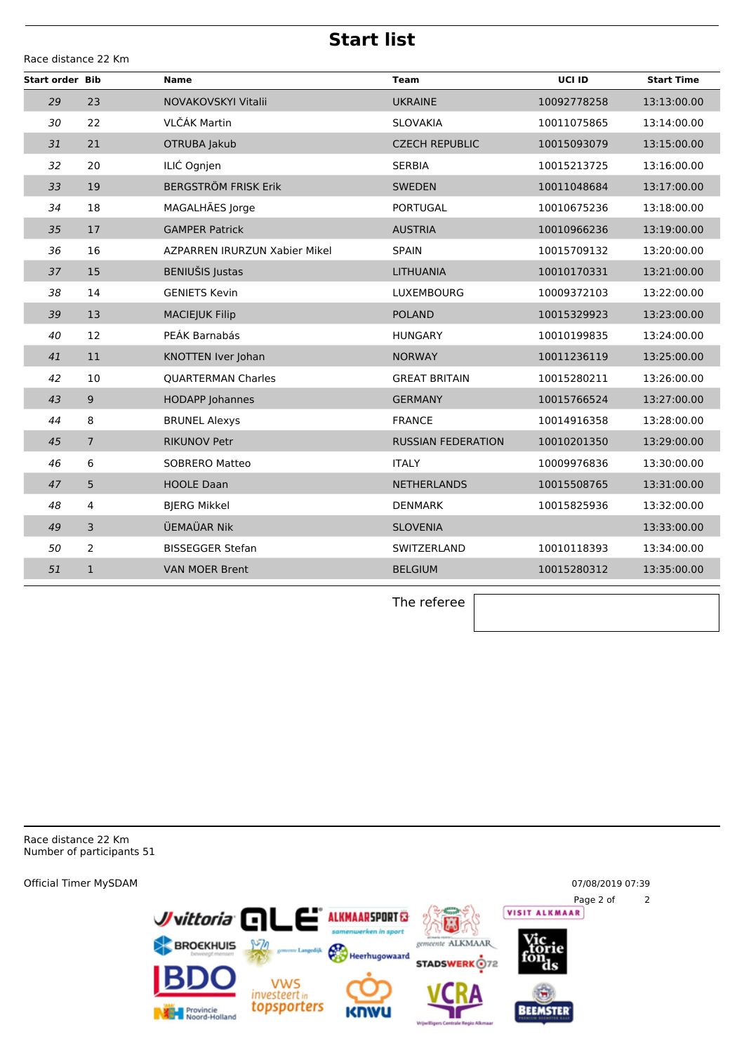# Start list

Race distance 22 Km

| Start order | Bib | Name | Team | UCI ID | Start Time |
|---|---|---|---|---|---|
| 29 | 23 | NOVAKOVSKYI Vitalii | UKRAINE | 10092778258 | 13:13:00.00 |
| 30 | 22 | VLČÁK Martin | SLOVAKIA | 10011075865 | 13:14:00.00 |
| 31 | 21 | OTRUBA Jakub | CZECH REPUBLIC | 10015093079 | 13:15:00.00 |
| 32 | 20 | ILIĆ Ognjen | SERBIA | 10015213725 | 13:16:00.00 |
| 33 | 19 | BERGSTRÖM FRISK Erik | SWEDEN | 10011048684 | 13:17:00.00 |
| 34 | 18 | MAGALHÃES Jorge | PORTUGAL | 10010675236 | 13:18:00.00 |
| 35 | 17 | GAMPER Patrick | AUSTRIA | 10010966236 | 13:19:00.00 |
| 36 | 16 | AZPARREN IRURZUN Xabier Mikel | SPAIN | 10015709132 | 13:20:00.00 |
| 37 | 15 | BENIUŠIS Justas | LITHUANIA | 10010170331 | 13:21:00.00 |
| 38 | 14 | GENIETS Kevin | LUXEMBOURG | 10009372103 | 13:22:00.00 |
| 39 | 13 | MACIEJUK Filip | POLAND | 10015329923 | 13:23:00.00 |
| 40 | 12 | PEÁK Barnabás | HUNGARY | 10010199835 | 13:24:00.00 |
| 41 | 11 | KNOTTEN Iver Johan | NORWAY | 10011236119 | 13:25:00.00 |
| 42 | 10 | QUARTERMAN Charles | GREAT BRITAIN | 10015280211 | 13:26:00.00 |
| 43 | 9 | HODAPP Johannes | GERMANY | 10015766524 | 13:27:00.00 |
| 44 | 8 | BRUNEL Alexys | FRANCE | 10014916358 | 13:28:00.00 |
| 45 | 7 | RIKUNOV Petr | RUSSIAN FEDERATION | 10010201350 | 13:29:00.00 |
| 46 | 6 | SOBRERO Matteo | ITALY | 10009976836 | 13:30:00.00 |
| 47 | 5 | HOOLE Daan | NETHERLANDS | 10015508765 | 13:31:00.00 |
| 48 | 4 | BJERG Mikkel | DENMARK | 10015825936 | 13:32:00.00 |
| 49 | 3 | ÜEMAÜAR Nik | SLOVENIA | | 13:33:00.00 |
| 50 | 2 | BISSEGGER Stefan | SWITZERLAND | 10010118393 | 13:34:00.00 |
| 51 | 1 | VAN MOER Brent | BELGIUM | 10015280312 | 13:35:00.00 |

The referee

Race distance 22 Km
Number of participants 51

Official Timer MySDAM

07/08/2019 07:39